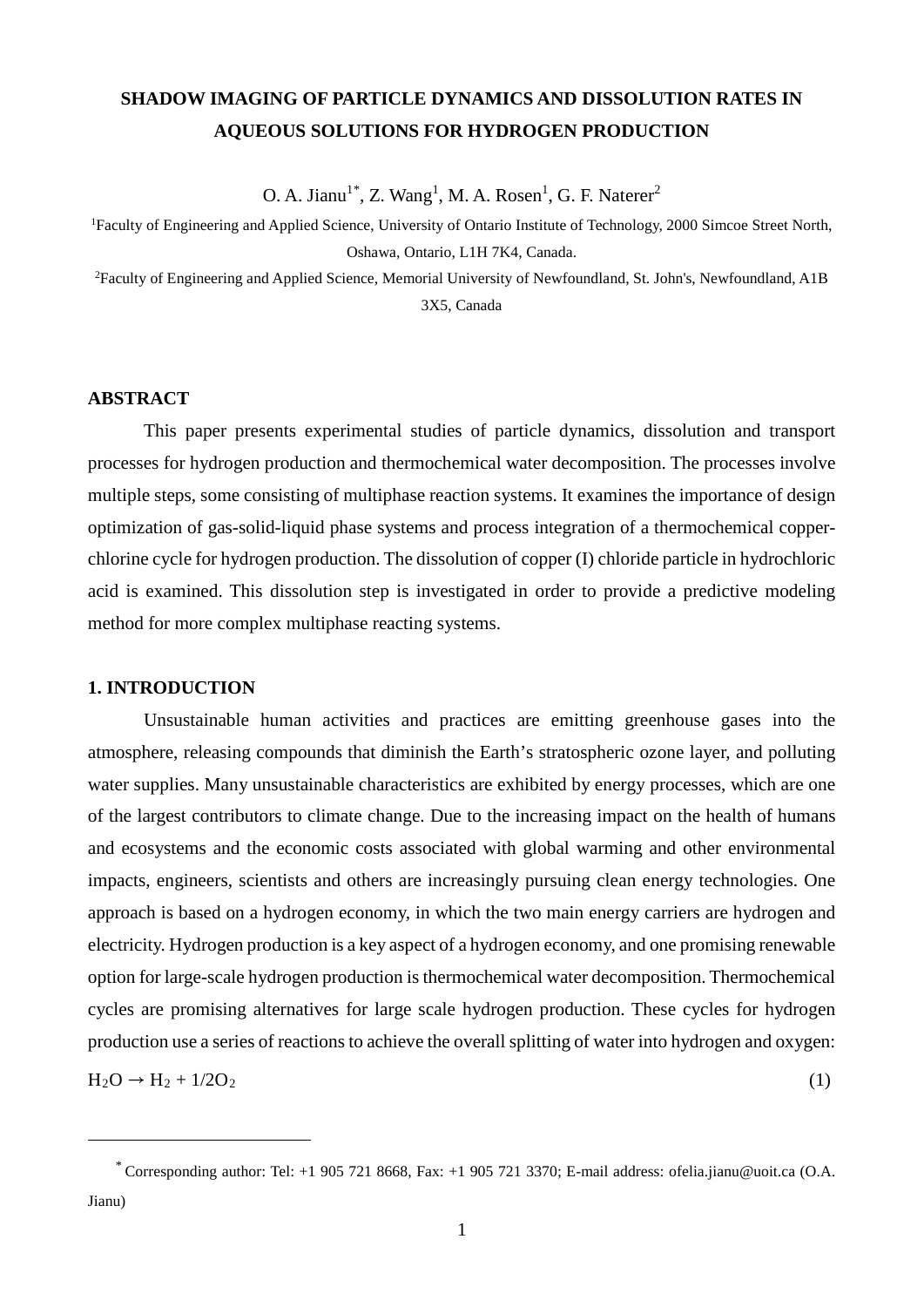# SHADOW IMAGING OF PARTICLE DYNAMICS AND DISSOLUTION RATES IN AQUEOUS SOLUTIONS FOR HYDROGEN PRODUCTION

O. A. Jianu[1*], Z. Wang[1], M. A. Rosen[1], G. F. Naterer[2]

[1]Faculty of Engineering and Applied Science, University of Ontario Institute of Technology, 2000 Simcoe Street North, Oshawa, Ontario, L1H 7K4, Canada.

[2]Faculty of Engineering and Applied Science, Memorial University of Newfoundland, St. John's, Newfoundland, A1B 3X5, Canada

## ABSTRACT

This paper presents experimental studies of particle dynamics, dissolution and transport processes for hydrogen production and thermochemical water decomposition. The processes involve multiple steps, some consisting of multiphase reaction systems. It examines the importance of design optimization of gas-solid-liquid phase systems and process integration of a thermochemical copper-chlorine cycle for hydrogen production. The dissolution of copper (I) chloride particle in hydrochloric acid is examined. This dissolution step is investigated in order to provide a predictive modeling method for more complex multiphase reacting systems.

## 1. INTRODUCTION

Unsustainable human activities and practices are emitting greenhouse gases into the atmosphere, releasing compounds that diminish the Earth's stratospheric ozone layer, and polluting water supplies. Many unsustainable characteristics are exhibited by energy processes, which are one of the largest contributors to climate change. Due to the increasing impact on the health of humans and ecosystems and the economic costs associated with global warming and other environmental impacts, engineers, scientists and others are increasingly pursuing clean energy technologies. One approach is based on a hydrogen economy, in which the two main energy carriers are hydrogen and electricity. Hydrogen production is a key aspect of a hydrogen economy, and one promising renewable option for large-scale hydrogen production is thermochemical water decomposition. Thermochemical cycles are promising alternatives for large scale hydrogen production. These cycles for hydrogen production use a series of reactions to achieve the overall splitting of water into hydrogen and oxygen:

$$H_2O \rightarrow H_2 + 1/2O_2 \tag{1}$$

[*] Corresponding author: Tel: +1 905 721 8668, Fax: +1 905 721 3370; E-mail address: ofelia.jianu@uoit.ca (O.A. Jianu)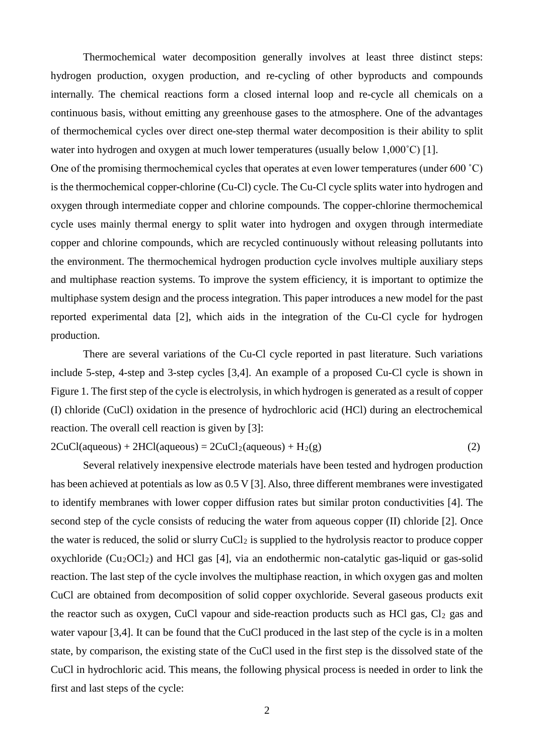Thermochemical water decomposition generally involves at least three distinct steps: hydrogen production, oxygen production, and re-cycling of other byproducts and compounds internally. The chemical reactions form a closed internal loop and re-cycle all chemicals on a continuous basis, without emitting any greenhouse gases to the atmosphere. One of the advantages of thermochemical cycles over direct one-step thermal water decomposition is their ability to split water into hydrogen and oxygen at much lower temperatures (usually below 1,000˚C) [1].

One of the promising thermochemical cycles that operates at even lower temperatures (under 600 ˚C) is the thermochemical copper-chlorine (Cu-Cl) cycle. The Cu-Cl cycle splits water into hydrogen and oxygen through intermediate copper and chlorine compounds. The copper-chlorine thermochemical cycle uses mainly thermal energy to split water into hydrogen and oxygen through intermediate copper and chlorine compounds, which are recycled continuously without releasing pollutants into the environment. The thermochemical hydrogen production cycle involves multiple auxiliary steps and multiphase reaction systems. To improve the system efficiency, it is important to optimize the multiphase system design and the process integration. This paper introduces a new model for the past reported experimental data [2], which aids in the integration of the Cu-Cl cycle for hydrogen production.

There are several variations of the Cu-Cl cycle reported in past literature. Such variations include 5-step, 4-step and 3-step cycles [3,4]. An example of a proposed Cu-Cl cycle is shown in Figure 1. The first step of the cycle is electrolysis, in which hydrogen is generated as a result of copper (I) chloride (CuCl) oxidation in the presence of hydrochloric acid (HCl) during an electrochemical reaction. The overall cell reaction is given by [3]:

$$2CuCl(aqueous) + 2HCl(aqueous) = 2CuCl_2(aqueous) + H_2(g) \tag{2}$$

Several relatively inexpensive electrode materials have been tested and hydrogen production has been achieved at potentials as low as 0.5 V [3]. Also, three different membranes were investigated to identify membranes with lower copper diffusion rates but similar proton conductivities [4]. The second step of the cycle consists of reducing the water from aqueous copper (II) chloride [2]. Once the water is reduced, the solid or slurry $CuCl_2$ is supplied to the hydrolysis reactor to produce copper oxychloride ($Cu_2OCl_2$) and HCl gas [4], via an endothermic non-catalytic gas-liquid or gas-solid reaction. The last step of the cycle involves the multiphase reaction, in which oxygen gas and molten CuCl are obtained from decomposition of solid copper oxychloride. Several gaseous products exit the reactor such as oxygen, CuCl vapour and side-reaction products such as HCl gas, $Cl_2$ gas and water vapour [3,4]. It can be found that the CuCl produced in the last step of the cycle is in a molten state, by comparison, the existing state of the CuCl used in the first step is the dissolved state of the CuCl in hydrochloric acid. This means, the following physical process is needed in order to link the first and last steps of the cycle: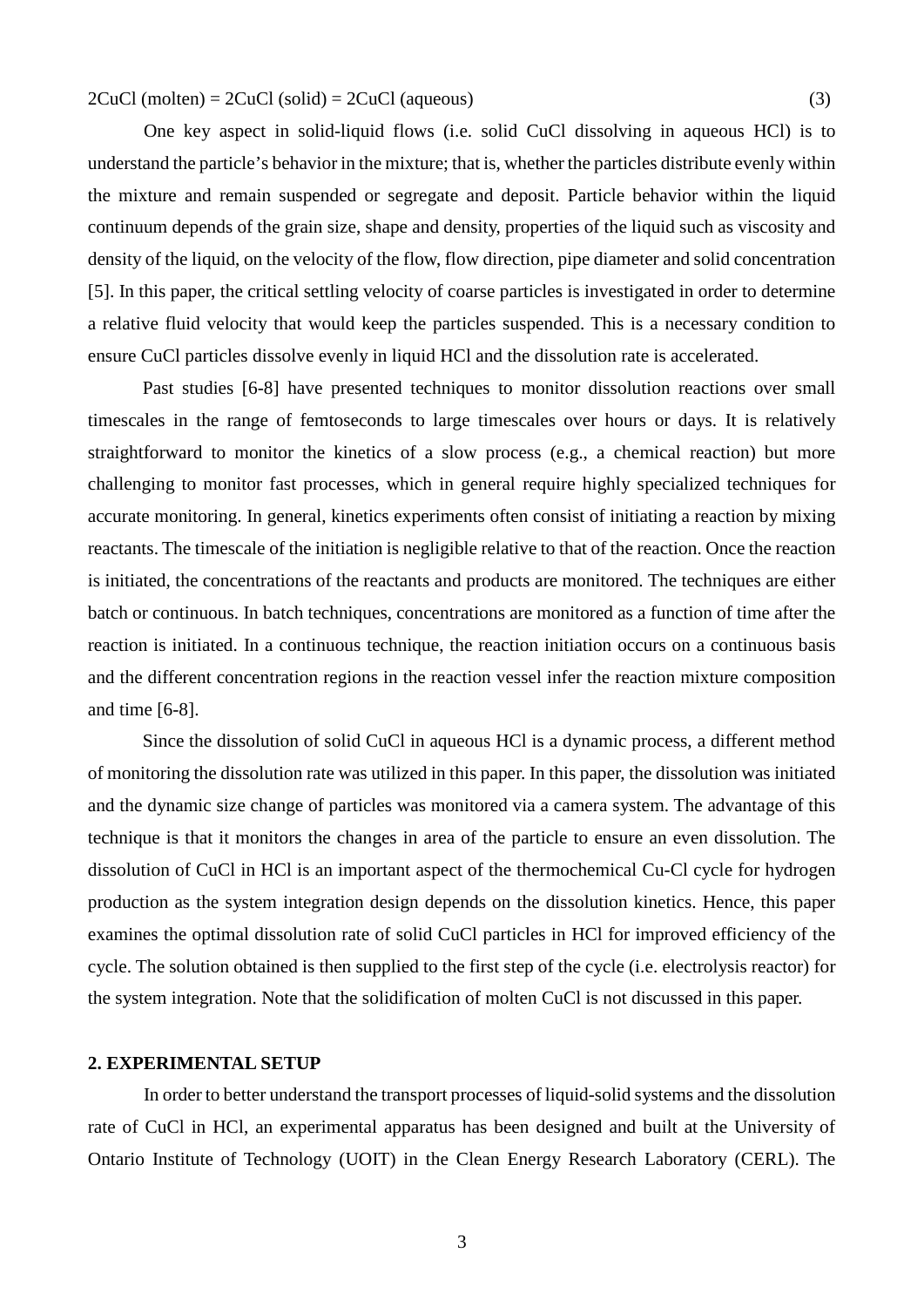$$2CuCl\ (molten) = 2CuCl\ (solid) = 2CuCl\ (aqueous) \tag{3}$$

One key aspect in solid-liquid flows (i.e. solid CuCl dissolving in aqueous HCl) is to understand the particle's behavior in the mixture; that is, whether the particles distribute evenly within the mixture and remain suspended or segregate and deposit. Particle behavior within the liquid continuum depends of the grain size, shape and density, properties of the liquid such as viscosity and density of the liquid, on the velocity of the flow, flow direction, pipe diameter and solid concentration [5]. In this paper, the critical settling velocity of coarse particles is investigated in order to determine a relative fluid velocity that would keep the particles suspended. This is a necessary condition to ensure CuCl particles dissolve evenly in liquid HCl and the dissolution rate is accelerated.

Past studies [6-8] have presented techniques to monitor dissolution reactions over small timescales in the range of femtoseconds to large timescales over hours or days. It is relatively straightforward to monitor the kinetics of a slow process (e.g., a chemical reaction) but more challenging to monitor fast processes, which in general require highly specialized techniques for accurate monitoring. In general, kinetics experiments often consist of initiating a reaction by mixing reactants. The timescale of the initiation is negligible relative to that of the reaction. Once the reaction is initiated, the concentrations of the reactants and products are monitored. The techniques are either batch or continuous. In batch techniques, concentrations are monitored as a function of time after the reaction is initiated. In a continuous technique, the reaction initiation occurs on a continuous basis and the different concentration regions in the reaction vessel infer the reaction mixture composition and time [6-8].

Since the dissolution of solid CuCl in aqueous HCl is a dynamic process, a different method of monitoring the dissolution rate was utilized in this paper. In this paper, the dissolution was initiated and the dynamic size change of particles was monitored via a camera system. The advantage of this technique is that it monitors the changes in area of the particle to ensure an even dissolution. The dissolution of CuCl in HCl is an important aspect of the thermochemical Cu-Cl cycle for hydrogen production as the system integration design depends on the dissolution kinetics. Hence, this paper examines the optimal dissolution rate of solid CuCl particles in HCl for improved efficiency of the cycle. The solution obtained is then supplied to the first step of the cycle (i.e. electrolysis reactor) for the system integration. Note that the solidification of molten CuCl is not discussed in this paper.

## 2. EXPERIMENTAL SETUP

In order to better understand the transport processes of liquid-solid systems and the dissolution rate of CuCl in HCl, an experimental apparatus has been designed and built at the University of Ontario Institute of Technology (UOIT) in the Clean Energy Research Laboratory (CERL). The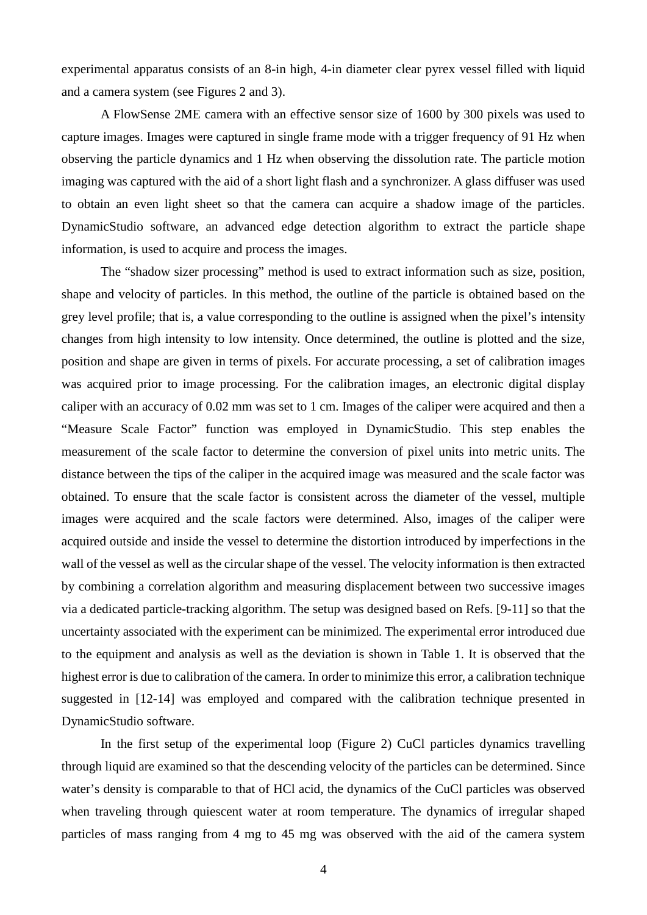experimental apparatus consists of an 8-in high, 4-in diameter clear pyrex vessel filled with liquid and a camera system (see Figures 2 and 3).

A FlowSense 2ME camera with an effective sensor size of 1600 by 300 pixels was used to capture images. Images were captured in single frame mode with a trigger frequency of 91 Hz when observing the particle dynamics and 1 Hz when observing the dissolution rate. The particle motion imaging was captured with the aid of a short light flash and a synchronizer. A glass diffuser was used to obtain an even light sheet so that the camera can acquire a shadow image of the particles. DynamicStudio software, an advanced edge detection algorithm to extract the particle shape information, is used to acquire and process the images.

The "shadow sizer processing" method is used to extract information such as size, position, shape and velocity of particles. In this method, the outline of the particle is obtained based on the grey level profile; that is, a value corresponding to the outline is assigned when the pixel's intensity changes from high intensity to low intensity. Once determined, the outline is plotted and the size, position and shape are given in terms of pixels. For accurate processing, a set of calibration images was acquired prior to image processing. For the calibration images, an electronic digital display caliper with an accuracy of 0.02 mm was set to 1 cm. Images of the caliper were acquired and then a "Measure Scale Factor" function was employed in DynamicStudio. This step enables the measurement of the scale factor to determine the conversion of pixel units into metric units. The distance between the tips of the caliper in the acquired image was measured and the scale factor was obtained. To ensure that the scale factor is consistent across the diameter of the vessel, multiple images were acquired and the scale factors were determined. Also, images of the caliper were acquired outside and inside the vessel to determine the distortion introduced by imperfections in the wall of the vessel as well as the circular shape of the vessel. The velocity information is then extracted by combining a correlation algorithm and measuring displacement between two successive images via a dedicated particle-tracking algorithm. The setup was designed based on Refs. [9-11] so that the uncertainty associated with the experiment can be minimized. The experimental error introduced due to the equipment and analysis as well as the deviation is shown in Table 1. It is observed that the highest error is due to calibration of the camera. In order to minimize this error, a calibration technique suggested in [12-14] was employed and compared with the calibration technique presented in DynamicStudio software.

In the first setup of the experimental loop (Figure 2) CuCl particles dynamics travelling through liquid are examined so that the descending velocity of the particles can be determined. Since water's density is comparable to that of HCl acid, the dynamics of the CuCl particles was observed when traveling through quiescent water at room temperature. The dynamics of irregular shaped particles of mass ranging from 4 mg to 45 mg was observed with the aid of the camera system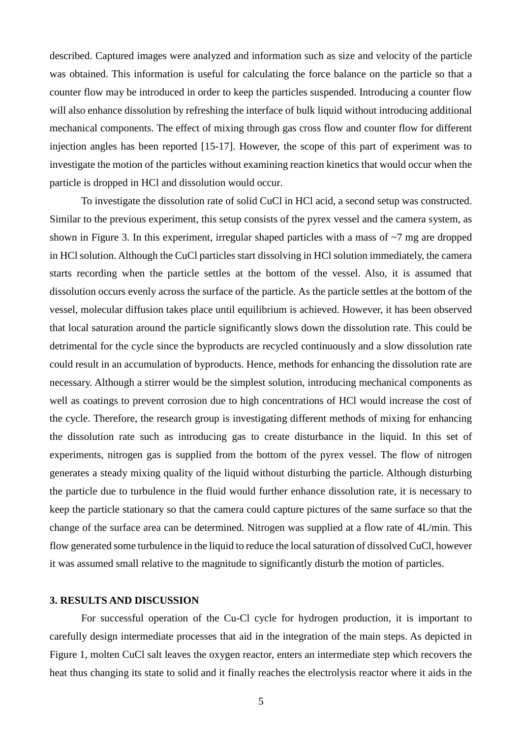described. Captured images were analyzed and information such as size and velocity of the particle was obtained. This information is useful for calculating the force balance on the particle so that a counter flow may be introduced in order to keep the particles suspended. Introducing a counter flow will also enhance dissolution by refreshing the interface of bulk liquid without introducing additional mechanical components. The effect of mixing through gas cross flow and counter flow for different injection angles has been reported [15-17]. However, the scope of this part of experiment was to investigate the motion of the particles without examining reaction kinetics that would occur when the particle is dropped in HCl and dissolution would occur.

To investigate the dissolution rate of solid CuCl in HCl acid, a second setup was constructed. Similar to the previous experiment, this setup consists of the pyrex vessel and the camera system, as shown in Figure 3. In this experiment, irregular shaped particles with a mass of ~7 mg are dropped in HCl solution. Although the CuCl particles start dissolving in HCl solution immediately, the camera starts recording when the particle settles at the bottom of the vessel. Also, it is assumed that dissolution occurs evenly across the surface of the particle. As the particle settles at the bottom of the vessel, molecular diffusion takes place until equilibrium is achieved. However, it has been observed that local saturation around the particle significantly slows down the dissolution rate. This could be detrimental for the cycle since the byproducts are recycled continuously and a slow dissolution rate could result in an accumulation of byproducts. Hence, methods for enhancing the dissolution rate are necessary. Although a stirrer would be the simplest solution, introducing mechanical components as well as coatings to prevent corrosion due to high concentrations of HCl would increase the cost of the cycle. Therefore, the research group is investigating different methods of mixing for enhancing the dissolution rate such as introducing gas to create disturbance in the liquid. In this set of experiments, nitrogen gas is supplied from the bottom of the pyrex vessel. The flow of nitrogen generates a steady mixing quality of the liquid without disturbing the particle. Although disturbing the particle due to turbulence in the fluid would further enhance dissolution rate, it is necessary to keep the particle stationary so that the camera could capture pictures of the same surface so that the change of the surface area can be determined. Nitrogen was supplied at a flow rate of 4L/min. This flow generated some turbulence in the liquid to reduce the local saturation of dissolved CuCl, however it was assumed small relative to the magnitude to significantly disturb the motion of particles.

## 3. RESULTS AND DISCUSSION

For successful operation of the Cu-Cl cycle for hydrogen production, it is important to carefully design intermediate processes that aid in the integration of the main steps. As depicted in Figure 1, molten CuCl salt leaves the oxygen reactor, enters an intermediate step which recovers the heat thus changing its state to solid and it finally reaches the electrolysis reactor where it aids in the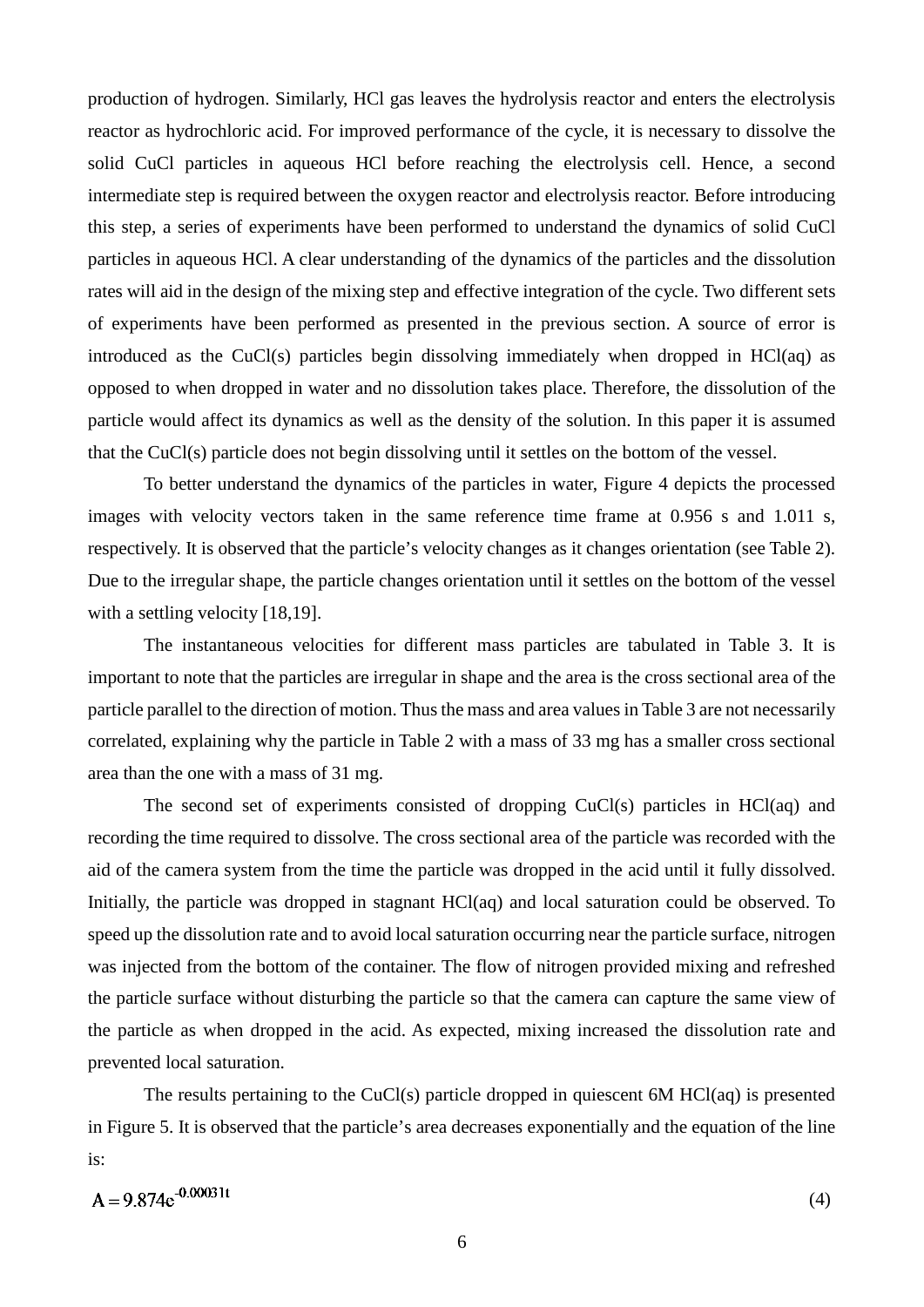production of hydrogen. Similarly, HCl gas leaves the hydrolysis reactor and enters the electrolysis reactor as hydrochloric acid. For improved performance of the cycle, it is necessary to dissolve the solid CuCl particles in aqueous HCl before reaching the electrolysis cell. Hence, a second intermediate step is required between the oxygen reactor and electrolysis reactor. Before introducing this step, a series of experiments have been performed to understand the dynamics of solid CuCl particles in aqueous HCl. A clear understanding of the dynamics of the particles and the dissolution rates will aid in the design of the mixing step and effective integration of the cycle. Two different sets of experiments have been performed as presented in the previous section. A source of error is introduced as the CuCl(s) particles begin dissolving immediately when dropped in HCl(aq) as opposed to when dropped in water and no dissolution takes place. Therefore, the dissolution of the particle would affect its dynamics as well as the density of the solution. In this paper it is assumed that the CuCl(s) particle does not begin dissolving until it settles on the bottom of the vessel.

To better understand the dynamics of the particles in water, Figure 4 depicts the processed images with velocity vectors taken in the same reference time frame at 0.956 s and 1.011 s, respectively. It is observed that the particle's velocity changes as it changes orientation (see Table 2). Due to the irregular shape, the particle changes orientation until it settles on the bottom of the vessel with a settling velocity [18,19].

The instantaneous velocities for different mass particles are tabulated in Table 3. It is important to note that the particles are irregular in shape and the area is the cross sectional area of the particle parallel to the direction of motion. Thus the mass and area values in Table 3 are not necessarily correlated, explaining why the particle in Table 2 with a mass of 33 mg has a smaller cross sectional area than the one with a mass of 31 mg.

The second set of experiments consisted of dropping CuCl(s) particles in HCl(aq) and recording the time required to dissolve. The cross sectional area of the particle was recorded with the aid of the camera system from the time the particle was dropped in the acid until it fully dissolved. Initially, the particle was dropped in stagnant HCl(aq) and local saturation could be observed. To speed up the dissolution rate and to avoid local saturation occurring near the particle surface, nitrogen was injected from the bottom of the container. The flow of nitrogen provided mixing and refreshed the particle surface without disturbing the particle so that the camera can capture the same view of the particle as when dropped in the acid. As expected, mixing increased the dissolution rate and prevented local saturation.

The results pertaining to the CuCl(s) particle dropped in quiescent 6M HCl(aq) is presented in Figure 5. It is observed that the particle's area decreases exponentially and the equation of the line is:

$$A = 9.874e^{-0.00031t} \tag{4}$$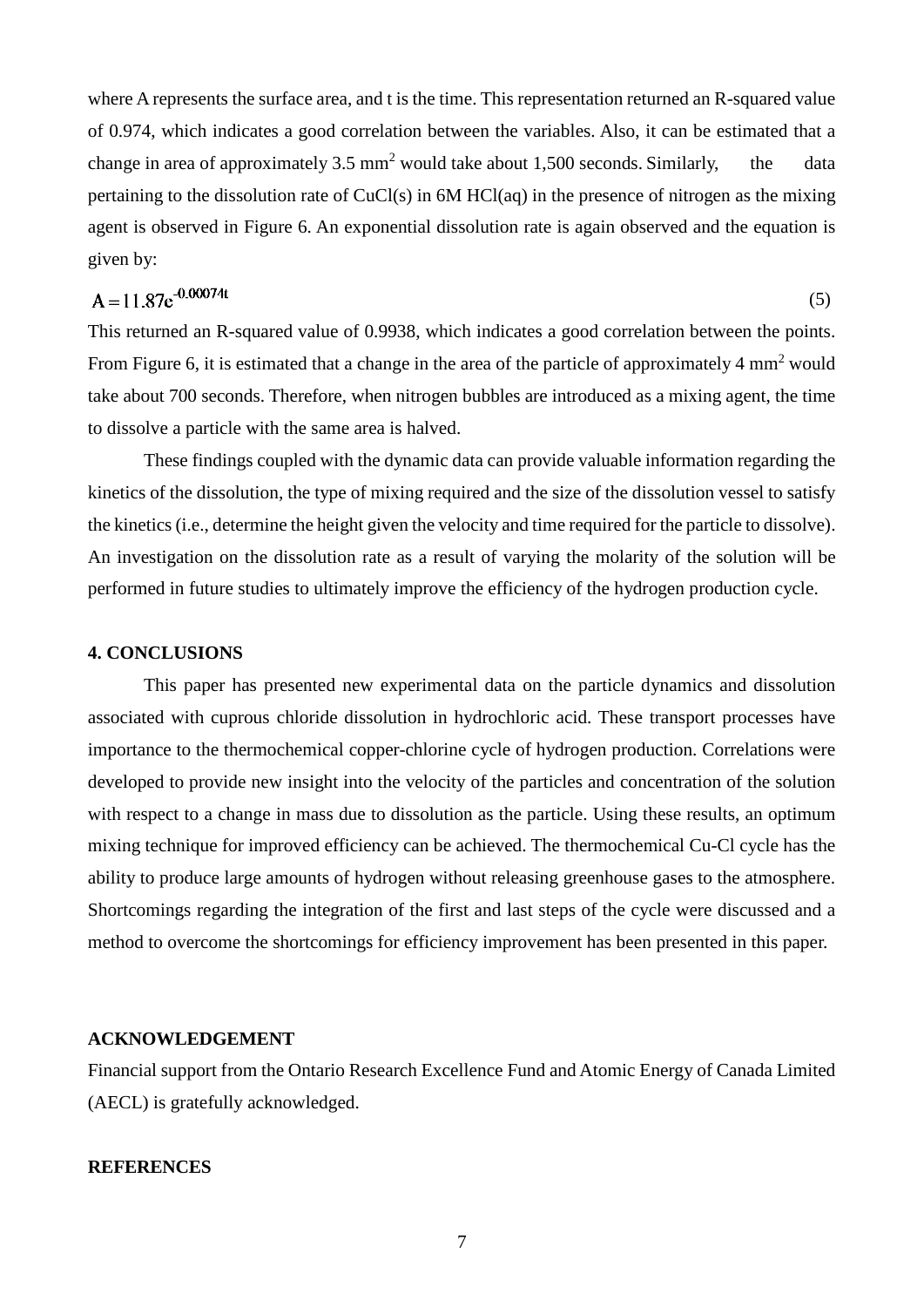where A represents the surface area, and t is the time. This representation returned an R-squared value of 0.974, which indicates a good correlation between the variables. Also, it can be estimated that a change in area of approximately 3.5 $mm^2$ would take about 1,500 seconds. Similarly, the data pertaining to the dissolution rate of CuCl(s) in 6M HCl(aq) in the presence of nitrogen as the mixing agent is observed in Figure 6. An exponential dissolution rate is again observed and the equation is given by:

$$A = 11.87e^{-0.00074t} \tag{5}$$

This returned an R-squared value of 0.9938, which indicates a good correlation between the points. From Figure 6, it is estimated that a change in the area of the particle of approximately 4 $mm^2$ would take about 700 seconds. Therefore, when nitrogen bubbles are introduced as a mixing agent, the time to dissolve a particle with the same area is halved.

These findings coupled with the dynamic data can provide valuable information regarding the kinetics of the dissolution, the type of mixing required and the size of the dissolution vessel to satisfy the kinetics (i.e., determine the height given the velocity and time required for the particle to dissolve). An investigation on the dissolution rate as a result of varying the molarity of the solution will be performed in future studies to ultimately improve the efficiency of the hydrogen production cycle.

## 4. CONCLUSIONS

This paper has presented new experimental data on the particle dynamics and dissolution associated with cuprous chloride dissolution in hydrochloric acid. These transport processes have importance to the thermochemical copper-chlorine cycle of hydrogen production. Correlations were developed to provide new insight into the velocity of the particles and concentration of the solution with respect to a change in mass due to dissolution as the particle. Using these results, an optimum mixing technique for improved efficiency can be achieved. The thermochemical Cu-Cl cycle has the ability to produce large amounts of hydrogen without releasing greenhouse gases to the atmosphere. Shortcomings regarding the integration of the first and last steps of the cycle were discussed and a method to overcome the shortcomings for efficiency improvement has been presented in this paper.

## ACKNOWLEDGEMENT

Financial support from the Ontario Research Excellence Fund and Atomic Energy of Canada Limited (AECL) is gratefully acknowledged.

## REFERENCES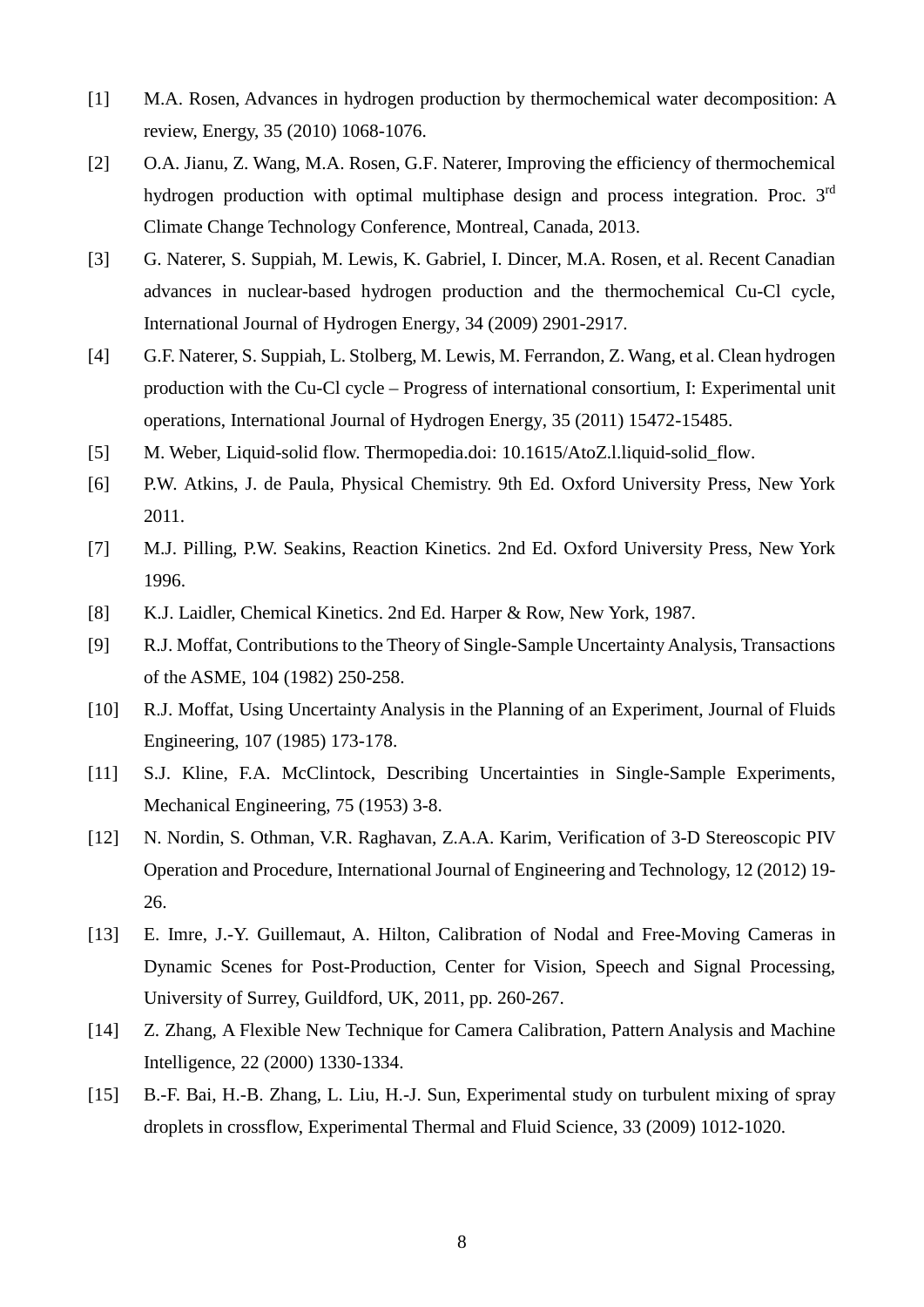[1] M.A. Rosen, Advances in hydrogen production by thermochemical water decomposition: A review, Energy, 35 (2010) 1068-1076.

[2] O.A. Jianu, Z. Wang, M.A. Rosen, G.F. Naterer, Improving the efficiency of thermochemical hydrogen production with optimal multiphase design and process integration. Proc. 3rd Climate Change Technology Conference, Montreal, Canada, 2013.

[3] G. Naterer, S. Suppiah, M. Lewis, K. Gabriel, I. Dincer, M.A. Rosen, et al. Recent Canadian advances in nuclear-based hydrogen production and the thermochemical Cu-Cl cycle, International Journal of Hydrogen Energy, 34 (2009) 2901-2917.

[4] G.F. Naterer, S. Suppiah, L. Stolberg, M. Lewis, M. Ferrandon, Z. Wang, et al. Clean hydrogen production with the Cu-Cl cycle – Progress of international consortium, I: Experimental unit operations, International Journal of Hydrogen Energy, 35 (2011) 15472-15485.

[5] M. Weber, Liquid-solid flow. Thermopedia.doi: 10.1615/AtoZ.l.liquid-solid_flow.

[6] P.W. Atkins, J. de Paula, Physical Chemistry. 9th Ed. Oxford University Press, New York 2011.

[7] M.J. Pilling, P.W. Seakins, Reaction Kinetics. 2nd Ed. Oxford University Press, New York 1996.

[8] K.J. Laidler, Chemical Kinetics. 2nd Ed. Harper & Row, New York, 1987.

[9] R.J. Moffat, Contributions to the Theory of Single-Sample Uncertainty Analysis, Transactions of the ASME, 104 (1982) 250-258.

[10] R.J. Moffat, Using Uncertainty Analysis in the Planning of an Experiment, Journal of Fluids Engineering, 107 (1985) 173-178.

[11] S.J. Kline, F.A. McClintock, Describing Uncertainties in Single-Sample Experiments, Mechanical Engineering, 75 (1953) 3-8.

[12] N. Nordin, S. Othman, V.R. Raghavan, Z.A.A. Karim, Verification of 3-D Stereoscopic PIV Operation and Procedure, International Journal of Engineering and Technology, 12 (2012) 19-26.

[13] E. Imre, J.-Y. Guillemaut, A. Hilton, Calibration of Nodal and Free-Moving Cameras in Dynamic Scenes for Post-Production, Center for Vision, Speech and Signal Processing, University of Surrey, Guildford, UK, 2011, pp. 260-267.

[14] Z. Zhang, A Flexible New Technique for Camera Calibration, Pattern Analysis and Machine Intelligence, 22 (2000) 1330-1334.

[15] B.-F. Bai, H.-B. Zhang, L. Liu, H.-J. Sun, Experimental study on turbulent mixing of spray droplets in crossflow, Experimental Thermal and Fluid Science, 33 (2009) 1012-1020.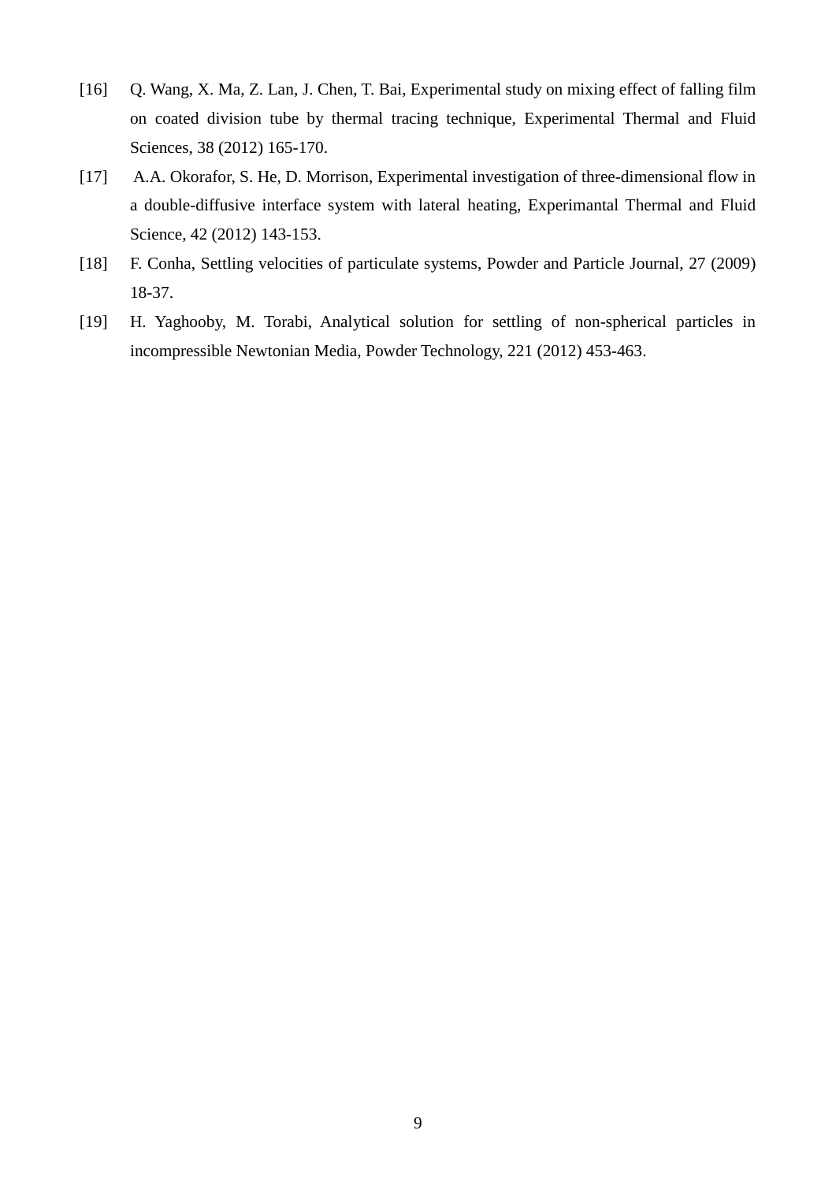[16] Q. Wang, X. Ma, Z. Lan, J. Chen, T. Bai, Experimental study on mixing effect of falling film on coated division tube by thermal tracing technique, Experimental Thermal and Fluid Sciences, 38 (2012) 165-170.

[17] A.A. Okorafor, S. He, D. Morrison, Experimental investigation of three-dimensional flow in a double-diffusive interface system with lateral heating, Experimantal Thermal and Fluid Science, 42 (2012) 143-153.

[18] F. Conha, Settling velocities of particulate systems, Powder and Particle Journal, 27 (2009) 18-37.

[19] H. Yaghooby, M. Torabi, Analytical solution for settling of non-spherical particles in incompressible Newtonian Media, Powder Technology, 221 (2012) 453-463.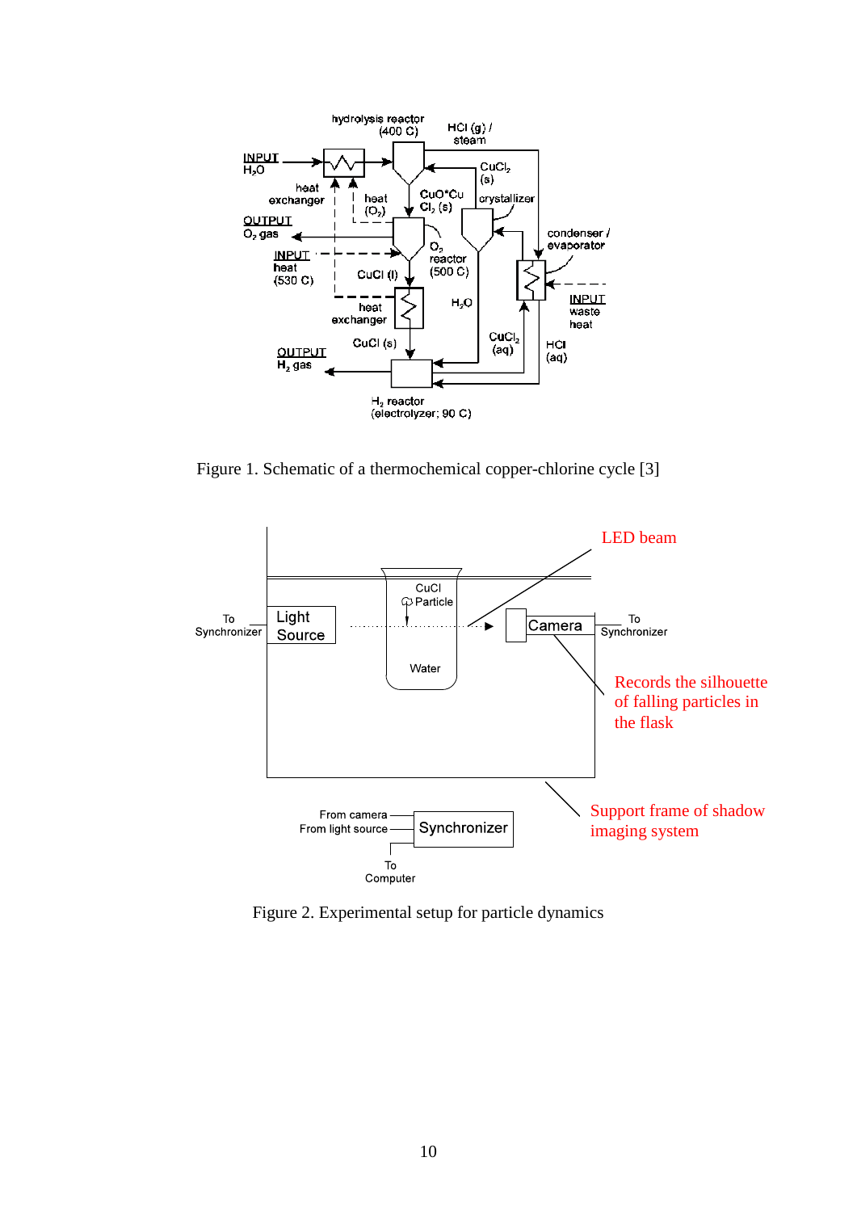Figure 1. Schematic of a thermochemical copper-chlorine cycle [3]

Figure 2. Experimental setup for particle dynamics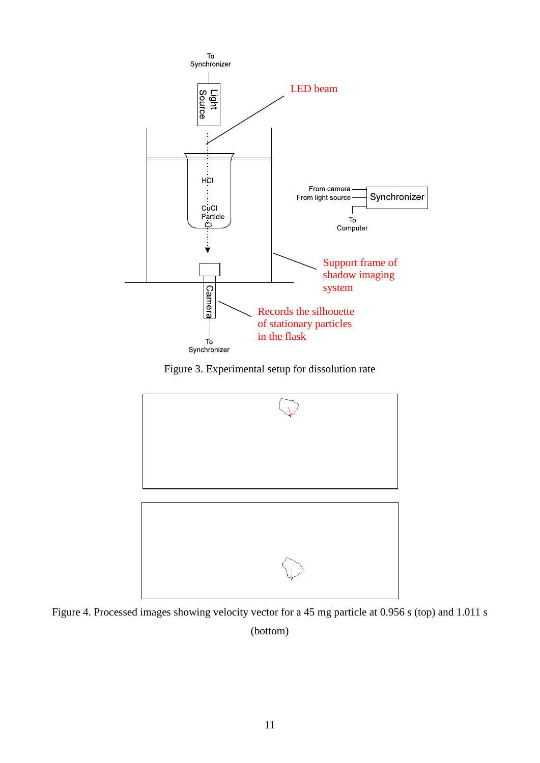Figure 3. Experimental setup for dissolution rate

Figure 4. Processed images showing velocity vector for a 45 mg particle at 0.956 s (top) and 1.011 s (bottom)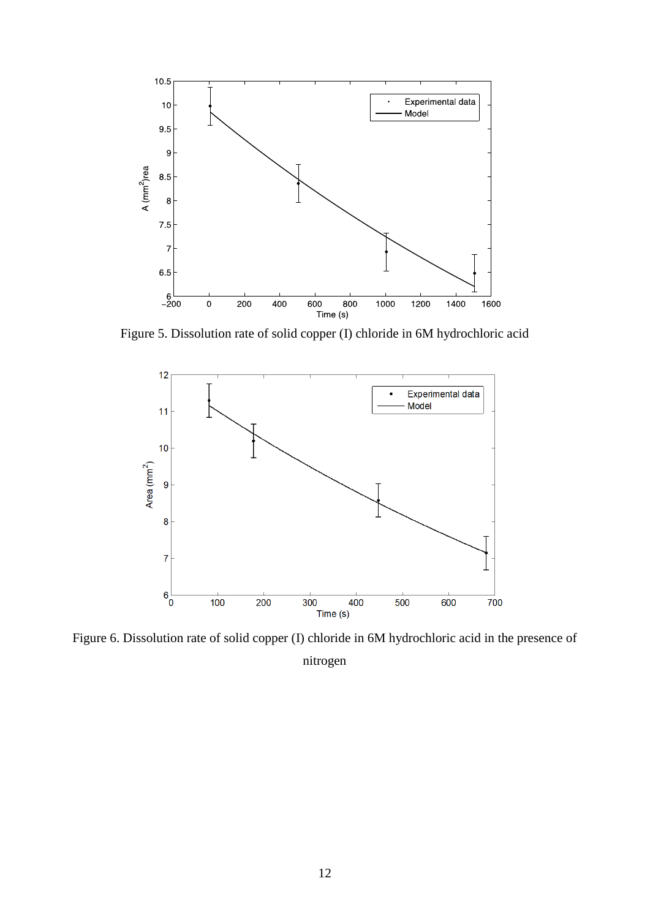Figure 5. Dissolution rate of solid copper (I) chloride in 6M hydrochloric acid

Figure 6. Dissolution rate of solid copper (I) chloride in 6M hydrochloric acid in the presence of nitrogen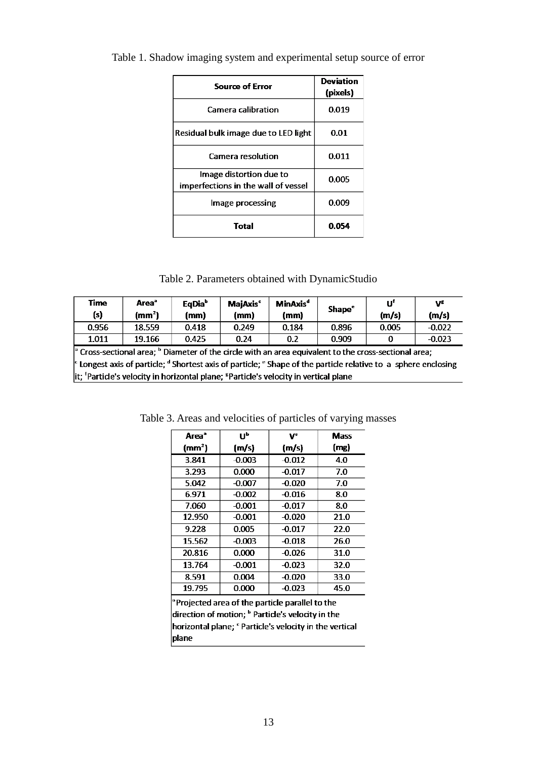Table 1. Shadow imaging system and experimental setup source of error

| Source of Error | Deviation (pixels) |
|---|---|
| Camera calibration | 0.019 |
| Residual bulk image due to LED light | 0.01 |
| Camera resolution | 0.011 |
| Image distortion due to imperfections in the wall of vessel | 0.005 |
| Image processing | 0.009 |
| **Total** | **0.054** |

Table 2. Parameters obtained with DynamicStudio

| Time (s) | Area[a] (mm$^2$) | EqDia[b] (mm) | MajAxis[c] (mm) | MinAxis[d] (mm) | Shape[e] | U[f] (m/s) | V[g] (m/s) |
|---|---|---|---|---|---|---|---|
| 0.956 | 18.559 | 0.418 | 0.249 | 0.184 | 0.896 | 0.005 | -0.022 |
| 1.011 | 19.166 | 0.425 | 0.24 | 0.2 | 0.909 | 0 | -0.023 |

[a] Cross-sectional area; [b] Diameter of the circle with an area equivalent to the cross-sectional area; [c] Longest axis of particle; [d] Shortest axis of particle; [e] Shape of the particle relative to a sphere enclosing it; [f] Particle's velocity in horizontal plane; [g] Particle's velocity in vertical plane

Table 3. Areas and velocities of particles of varying masses

| Area[a] (mm$^2$) | U[b] (m/s) | V[c] (m/s) | Mass (mg) |
|---|---|---|---|
| 3.841 | -0.003 | -0.012 | 4.0 |
| 3.293 | 0.000 | -0.017 | 7.0 |
| 5.042 | -0.007 | -0.020 | 7.0 |
| 6.971 | -0.002 | -0.016 | 8.0 |
| 7.060 | -0.001 | -0.017 | 8.0 |
| 12.950 | -0.001 | -0.020 | 21.0 |
| 9.228 | 0.005 | -0.017 | 22.0 |
| 15.562 | -0.003 | -0.018 | 26.0 |
| 20.816 | 0.000 | -0.026 | 31.0 |
| 13.764 | -0.001 | -0.023 | 32.0 |
| 8.591 | 0.004 | -0.020 | 33.0 |
| 19.795 | 0.000 | -0.023 | 45.0 |

[a] Projected area of the particle parallel to the direction of motion; [b] Particle's velocity in the horizontal plane; [c] Particle's velocity in the vertical plane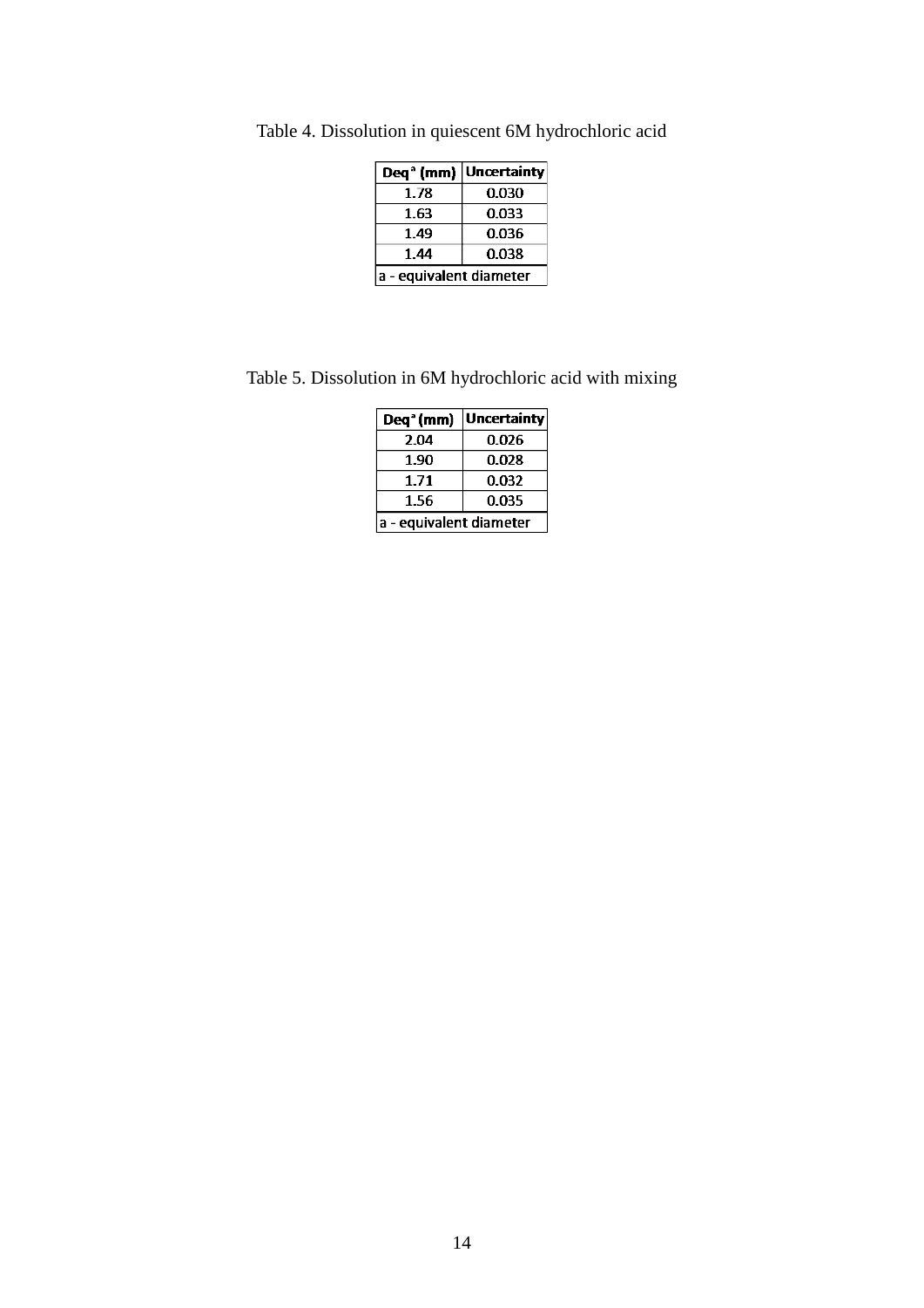Table 4. Dissolution in quiescent 6M hydrochloric acid

| Deq[a] (mm) | Uncertainty |
|---|---|
| 1.78 | 0.030 |
| 1.63 | 0.033 |
| 1.49 | 0.036 |
| 1.44 | 0.038 |

a - equivalent diameter

Table 5. Dissolution in 6M hydrochloric acid with mixing

| Deq[a] (mm) | Uncertainty |
|---|---|
| 2.04 | 0.026 |
| 1.90 | 0.028 |
| 1.71 | 0.032 |
| 1.56 | 0.035 |

a - equivalent diameter